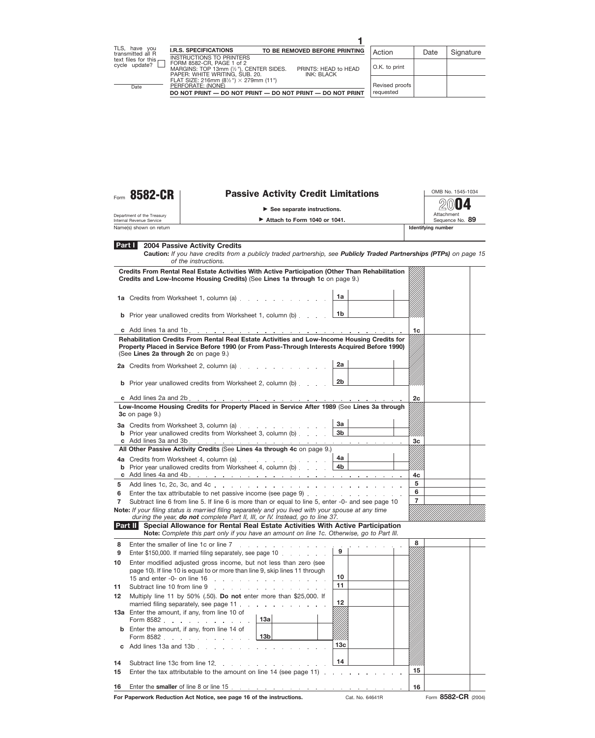TLS, have you transmitted all R text files for this cycle update? ☐

Date

**I.R.S. SPECIFICATIONS** — TO BE REMOVED BEFORE PRINTING

INSTRUCTIONS TO PRINTERS
FORM 8582-CR, PAGE 1 of 2
MARGINS: TOP 13mm (½"), CENTER SIDES. PRINTS: HEAD to HEAD
PAPER: WHITE WRITING, SUB. 20. INK: BLACK
FLAT SIZE: 216mm (8½") × 279mm (11")
PERFORATE: (NONE)

DO NOT PRINT — DO NOT PRINT — DO NOT PRINT — DO NOT PRINT

| Action | Date | Signature |
|---|---|---|
| O.K. to print | | |
| Revised proofs requested | | |

# Form 8582-CR — Passive Activity Credit Limitations

Department of the Treasury
Internal Revenue Service

▶ See separate instructions.
▶ Attach to Form 1040 or 1041.

OMB No. 1545-1034
2004
Attachment Sequence No. 89

Name(s) shown on return | Identifying number

## Part I 2004 Passive Activity Credits

**Caution:** *If you have credits from a publicly traded partnership, see* ***Publicly Traded Partnerships (PTPs)*** *on page 15 of the instructions.*

**Credits From Rental Real Estate Activities With Active Participation (Other Than Rehabilitation Credits and Low-Income Housing Credits)** (See **Lines 1a through 1c** on page 9.)

| Line | Description | | | | |
|---|---|---|---|---|---|
| 1a | Credits from Worksheet 1, column (a) | 1a | | | |
| b | Prior year unallowed credits from Worksheet 1, column (b) | 1b | | | |
| c | Add lines 1a and 1b | | | 1c | |

**Rehabilitation Credits From Rental Real Estate Activities and Low-Income Housing Credits for Property Placed in Service Before 1990 (or From Pass-Through Interests Acquired Before 1990)** (See **Lines 2a through 2c** on page 9.)

| Line | Description | | | | |
|---|---|---|---|---|---|
| 2a | Credits from Worksheet 2, column (a) | 2a | | | |
| b | Prior year unallowed credits from Worksheet 2, column (b) | 2b | | | |
| c | Add lines 2a and 2b | | | 2c | |

**Low-Income Housing Credits for Property Placed in Service After 1989** (See **Lines 3a through 3c** on page 9.)

| Line | Description | | | | |
|---|---|---|---|---|---|
| 3a | Credits from Worksheet 3, column (a) | 3a | | | |
| b | Prior year unallowed credits from Worksheet 3, column (b) | 3b | | | |
| c | Add lines 3a and 3b | | | 3c | |

**All Other Passive Activity Credits** (See **Lines 4a through 4c** on page 9.)

| Line | Description | | | | |
|---|---|---|---|---|---|
| 4a | Credits from Worksheet 4, column (a) | 4a | | | |
| b | Prior year unallowed credits from Worksheet 4, column (b) | 4b | | | |
| c | Add lines 4a and 4b | | | 4c | |
| 5 | Add lines 1c, 2c, 3c, and 4c | | | 5 | |
| 6 | Enter the tax attributable to net passive income (see page 9) | | | 6 | |
| 7 | Subtract line 6 from line 5. If line 6 is more than or equal to line 5, enter -0- and see page 10 | | | 7 | |

**Note:** *If your filing status is married filing separately and you lived with your spouse at any time during the year,* ***do not*** *complete Part II, III, or IV. Instead, go to line 37.*

## Part II Special Allowance for Rental Real Estate Activities With Active Participation

**Note:** *Complete this part only if you have an amount on line 1c. Otherwise, go to Part III.*

| Line | Description | | | | | | |
|---|---|---|---|---|---|---|---|
| 8 | Enter the smaller of line 1c or line 7 | | | | | 8 | |
| 9 | Enter $150,000. If married filing separately, see page 10 | | | 9 | | | |
| 10 | Enter modified adjusted gross income, but not less than zero (see page 10). If line 10 is equal to or more than line 9, skip lines 11 through 15 and enter -0- on line 16 | | | 10 | | | |
| 11 | Subtract line 10 from line 9 | | | 11 | | | |
| 12 | Multiply line 11 by 50% (.50). **Do not** enter more than $25,000. If married filing separately, see page 11 | | | 12 | | | |
| 13a | Enter the amount, if any, from line 10 of Form 8582 | 13a | | | | | |
| b | Enter the amount, if any, from line 14 of Form 8582 | 13b | | | | | |
| c | Add lines 13a and 13b | | | 13c | | | |
| 14 | Subtract line 13c from line 12 | | | 14 | | | |
| 15 | Enter the tax attributable to the amount on line 14 (see page 11) | | | | | 15 | |
| 16 | Enter the **smaller** of line 8 or line 15 | | | | | 16 | |

**For Paperwork Reduction Act Notice, see page 16 of the instructions.** Cat. No. 64641R Form **8582-CR** (2004)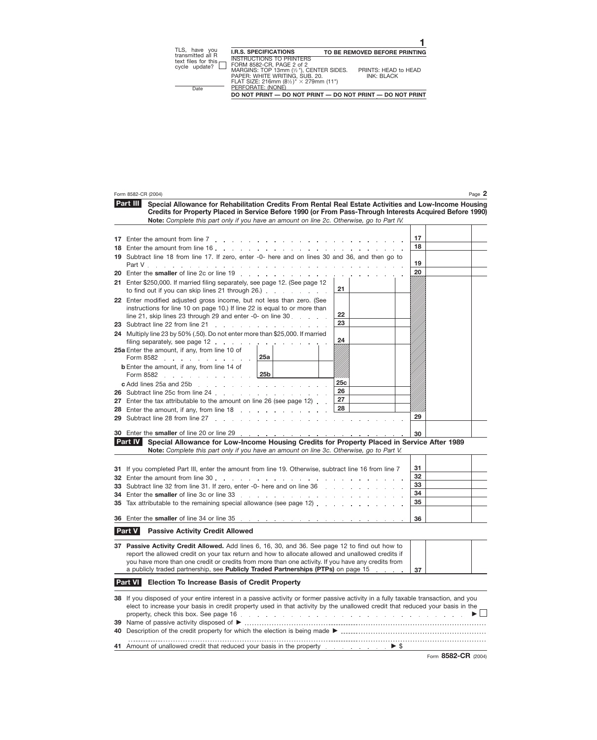TLS, have you transmitted all R text files for this cycle update? ☐

Date

**I.R.S. SPECIFICATIONS** **TO BE REMOVED BEFORE PRINTING**

INSTRUCTIONS TO PRINTERS
FORM 8582-CR, PAGE 2 of 2
MARGINS: TOP 13mm (½"), CENTER SIDES. PRINTS: HEAD to HEAD
PAPER: WHITE WRITING, SUB. 20. INK: BLACK
FLAT SIZE: 216mm (8½") × 279mm (11")
PERFORATE: (NONE)

**DO NOT PRINT — DO NOT PRINT — DO NOT PRINT — DO NOT PRINT**

Form 8582-CR (2004)

## Part III Special Allowance for Rehabilitation Credits From Rental Real Estate Activities and Low-Income Housing Credits for Property Placed in Service Before 1990 (or From Pass-Through Interests Acquired Before 1990)

**Note:** *Complete this part only if you have an amount on line 2c. Otherwise, go to Part IV.*

| | | | | | |
|---|---|---|---|---|---|
| **17** | Enter the amount from line 7 | | | 17 | |
| **18** | Enter the amount from line 16 | | | 18 | |
| **19** | Subtract line 18 from line 17. If zero, enter -0- here and on lines 30 and 36, and then go to Part V | | | 19 | |
| **20** | Enter the **smaller** of line 2c or line 19 | | | 20 | |
| **21** | Enter $250,000. If married filing separately, see page 12. (See page 12 to find out if you can skip lines 21 through 26.) | 21 | | | |
| **22** | Enter modified adjusted gross income, but not less than zero. (See instructions for line 10 on page 10.) If line 22 is equal to or more than line 21, skip lines 23 through 29 and enter -0- on line 30 | 22 | | | |
| **23** | Subtract line 22 from line 21 | 23 | | | |
| **24** | Multiply line 23 by 50% (.50). Do not enter more than $25,000. If married filing separately, see page 12 | 24 | | | |
| **25a** | Enter the amount, if any, from line 10 of Form 8582 — 25a | | | | |
| **b** | Enter the amount, if any, from line 14 of Form 8582 — 25b | | | | |
| **c** | Add lines 25a and 25b | 25c | | | |
| **26** | Subtract line 25c from line 24 | 26 | | | |
| **27** | Enter the tax attributable to the amount on line 26 (see page 12) | 27 | | | |
| **28** | Enter the amount, if any, from line 18 | 28 | | | |
| **29** | Subtract line 28 from line 27 | | | 29 | |
| **30** | Enter the **smaller** of line 20 or line 29 | | | 30 | |

## Part IV Special Allowance for Low-Income Housing Credits for Property Placed in Service After 1989

**Note:** *Complete this part only if you have an amount on line 3c. Otherwise, go to Part V.*

| | | | |
|---|---|---|---|
| **31** | If you completed Part III, enter the amount from line 19. Otherwise, subtract line 16 from line 7 | 31 | |
| **32** | Enter the amount from line 30 | 32 | |
| **33** | Subtract line 32 from line 31. If zero, enter -0- here and on line 36 | 33 | |
| **34** | Enter the **smaller** of line 3c or line 33 | 34 | |
| **35** | Tax attributable to the remaining special allowance (see page 12) | 35 | |
| **36** | Enter the **smaller** of line 34 or line 35 | 36 | |

## Part V Passive Activity Credit Allowed

| | | | |
|---|---|---|---|
| **37** | **Passive Activity Credit Allowed.** Add lines 6, 16, 30, and 36. See page 12 to find out how to report the allowed credit on your tax return and how to allocate allowed and unallowed credits if you have more than one credit or credits from more than one activity. If you have any credits from a publicly traded partnership, see **Publicly Traded Partnerships (PTPs)** on page 15 | 37 | |

## Part VI Election To Increase Basis of Credit Property

**38** If you disposed of your entire interest in a passive activity or former passive activity in a fully taxable transaction, and you elect to increase your basis in credit property used in that activity by the unallowed credit that reduced your basis in the property, check this box. See page 16 ► ☐

**39** Name of passive activity disposed of ►

**40** Description of the credit property for which the election is being made ►

**41** Amount of unallowed credit that reduced your basis in the property ► $

Form **8582-CR** (2004)